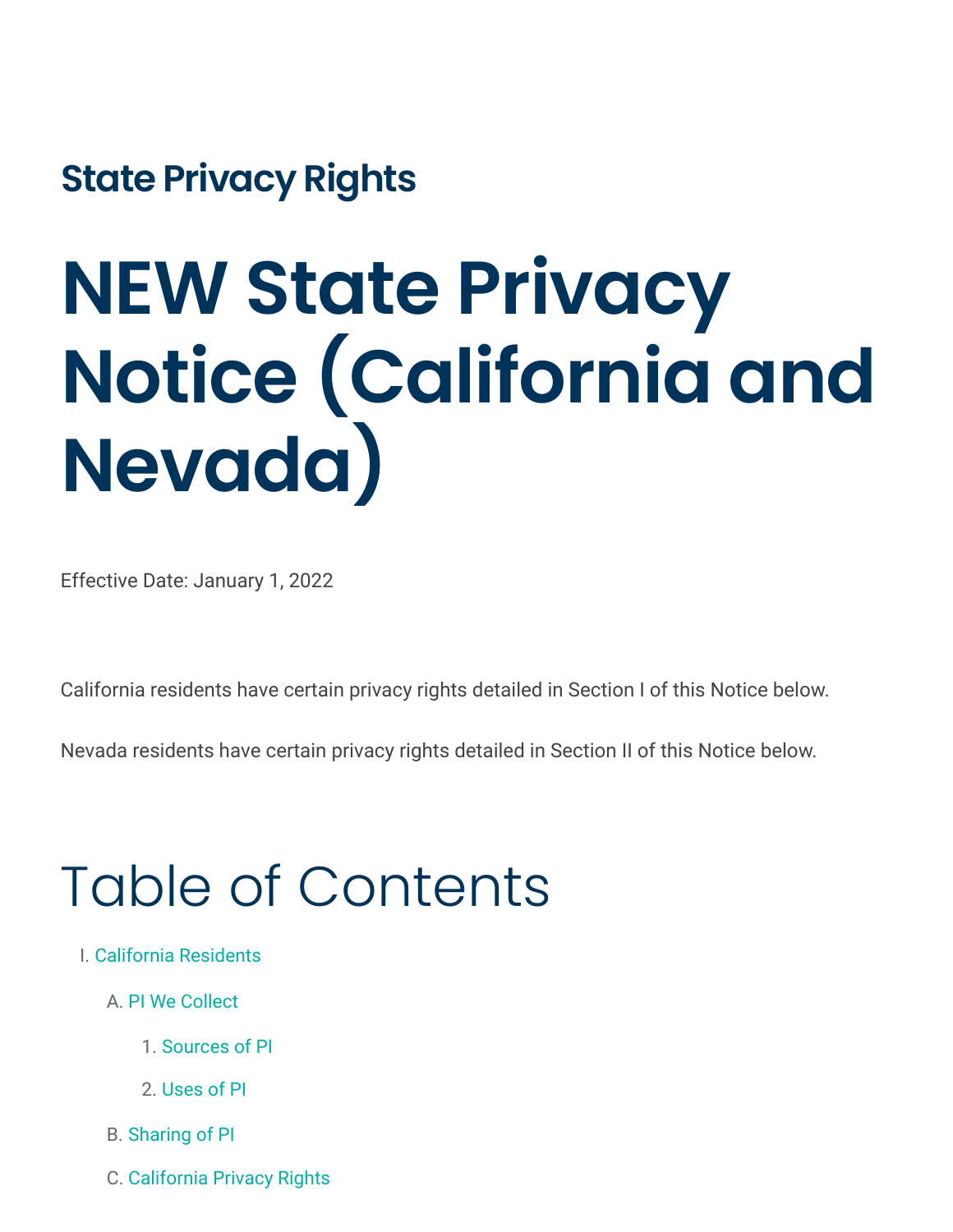## State Privacy Rights

# NEW State Privacy Notice (California and Nevada)

Effective Date: January 1, 2022

California residents have certain privacy rights detailed in Section I of this Notice below.

Nevada residents have certain privacy rights detailed in Section II of this Notice below.

## Table of Contents

I. California Residents
   A. PI We Collect
      1. Sources of PI
      2. Uses of PI
   B. Sharing of PI
   C. California Privacy Rights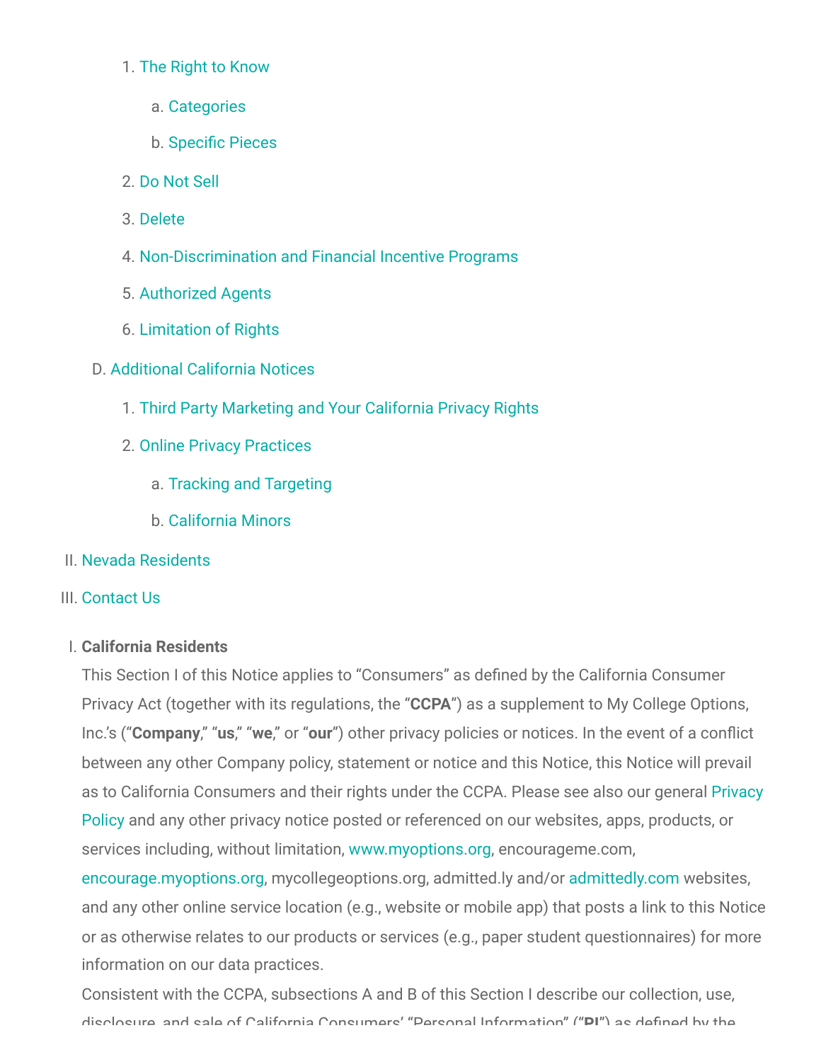1. The Right to Know
   a. Categories
   b. Specific Pieces
2. Do Not Sell
3. Delete
4. Non-Discrimination and Financial Incentive Programs
5. Authorized Agents
6. Limitation of Rights

D. Additional California Notices

1. Third Party Marketing and Your California Privacy Rights
2. Online Privacy Practices
   a. Tracking and Targeting
   b. California Minors

II. Nevada Residents

III. Contact Us

I. **California Residents**

This Section I of this Notice applies to "Consumers" as defined by the California Consumer Privacy Act (together with its regulations, the "**CCPA**") as a supplement to My College Options, Inc.'s ("**Company**," "**us**," "**we**," or "**our**") other privacy policies or notices. In the event of a conflict between any other Company policy, statement or notice and this Notice, this Notice will prevail as to California Consumers and their rights under the CCPA. Please see also our general Privacy Policy and any other privacy notice posted or referenced on our websites, apps, products, or services including, without limitation, www.myoptions.org, encourageme.com, encourage.myoptions.org, mycollegeoptions.org, admitted.ly and/or admittedly.com websites, and any other online service location (e.g., website or mobile app) that posts a link to this Notice or as otherwise relates to our products or services (e.g., paper student questionnaires) for more information on our data practices.

Consistent with the CCPA, subsections A and B of this Section I describe our collection, use, disclosure, and sale of California Consumers' "Personal Information" ("**PI**") as defined by the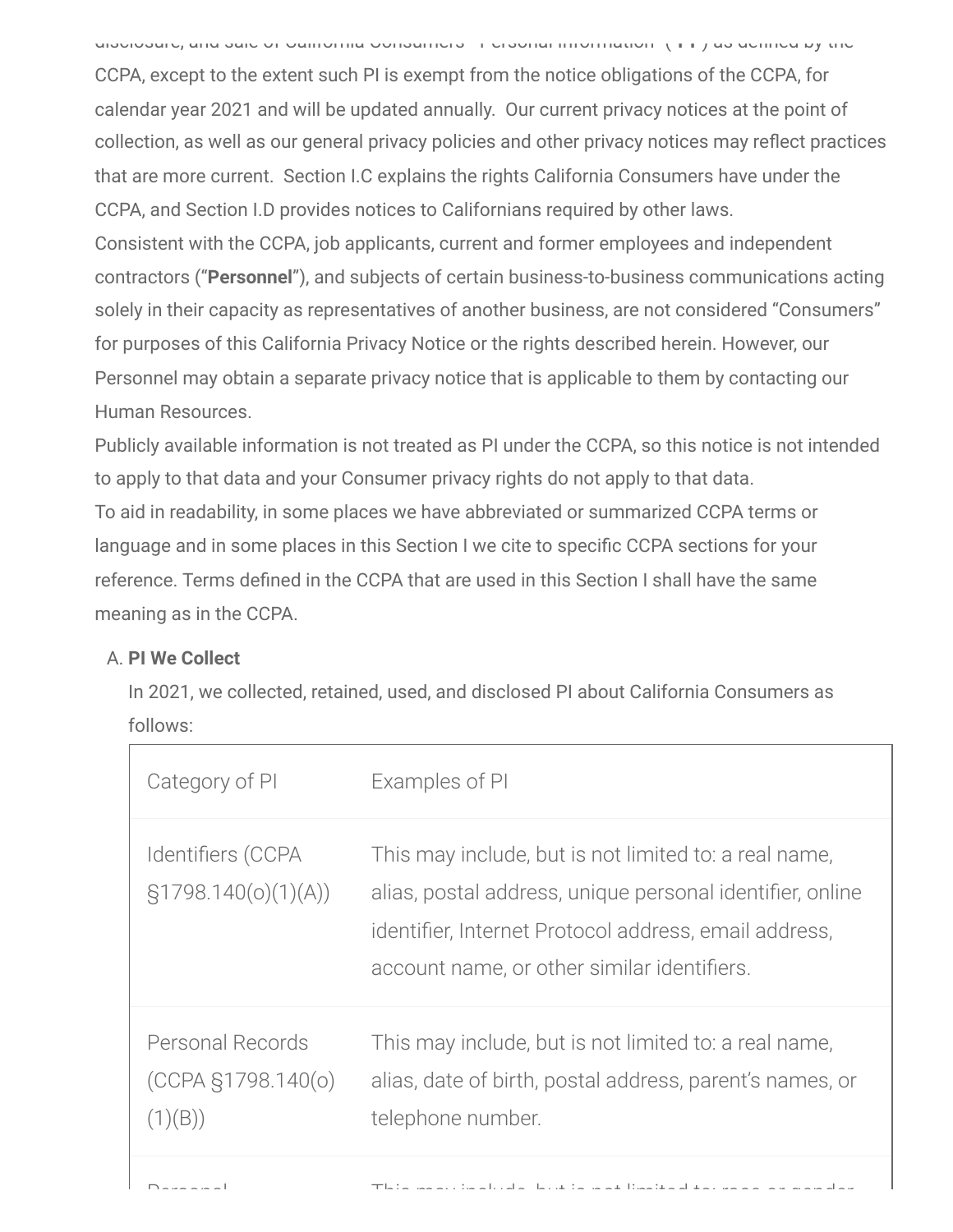disclosure, and sale of California Consumers' Personal Information ("PI") as defined by the CCPA, except to the extent such PI is exempt from the notice obligations of the CCPA, for calendar year 2021 and will be updated annually. Our current privacy notices at the point of collection, as well as our general privacy policies and other privacy notices may reflect practices that are more current. Section I.C explains the rights California Consumers have under the CCPA, and Section I.D provides notices to Californians required by other laws.

Consistent with the CCPA, job applicants, current and former employees and independent contractors ("**Personnel**"), and subjects of certain business-to-business communications acting solely in their capacity as representatives of another business, are not considered "Consumers" for purposes of this California Privacy Notice or the rights described herein. However, our Personnel may obtain a separate privacy notice that is applicable to them by contacting our Human Resources.

Publicly available information is not treated as PI under the CCPA, so this notice is not intended to apply to that data and your Consumer privacy rights do not apply to that data.

To aid in readability, in some places we have abbreviated or summarized CCPA terms or language and in some places in this Section I we cite to specific CCPA sections for your reference. Terms defined in the CCPA that are used in this Section I shall have the same meaning as in the CCPA.

A. **PI We Collect**

In 2021, we collected, retained, used, and disclosed PI about California Consumers as follows:

| Category of PI | Examples of PI |
| --- | --- |
| Identifiers (CCPA §1798.140(o)(1)(A)) | This may include, but is not limited to: a real name, alias, postal address, unique personal identifier, online identifier, Internet Protocol address, email address, account name, or other similar identifiers. |
| Personal Records (CCPA §1798.140(o)(1)(B)) | This may include, but is not limited to: a real name, alias, date of birth, postal address, parent's names, or telephone number. |
| Personal | This may include, but is not limited to: race or gender |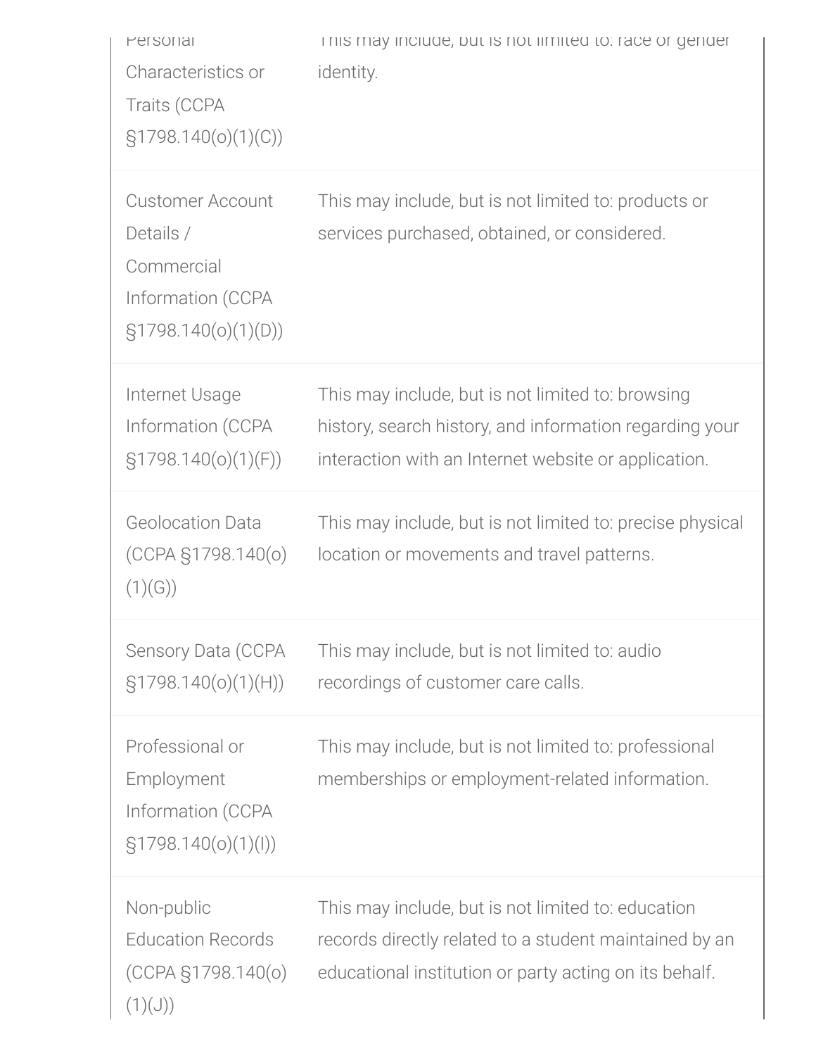| | |
|---|---|
| Personal Characteristics or Traits (CCPA §1798.140(o)(1)(C)) | This may include, but is not limited to: race or gender identity. |
| Customer Account Details / Commercial Information (CCPA §1798.140(o)(1)(D)) | This may include, but is not limited to: products or services purchased, obtained, or considered. |
| Internet Usage Information (CCPA §1798.140(o)(1)(F)) | This may include, but is not limited to: browsing history, search history, and information regarding your interaction with an Internet website or application. |
| Geolocation Data (CCPA §1798.140(o)(1)(G)) | This may include, but is not limited to: precise physical location or movements and travel patterns. |
| Sensory Data (CCPA §1798.140(o)(1)(H)) | This may include, but is not limited to: audio recordings of customer care calls. |
| Professional or Employment Information (CCPA §1798.140(o)(1)(I)) | This may include, but is not limited to: professional memberships or employment-related information. |
| Non-public Education Records (CCPA §1798.140(o)(1)(J)) | This may include, but is not limited to: education records directly related to a student maintained by an educational institution or party acting on its behalf. |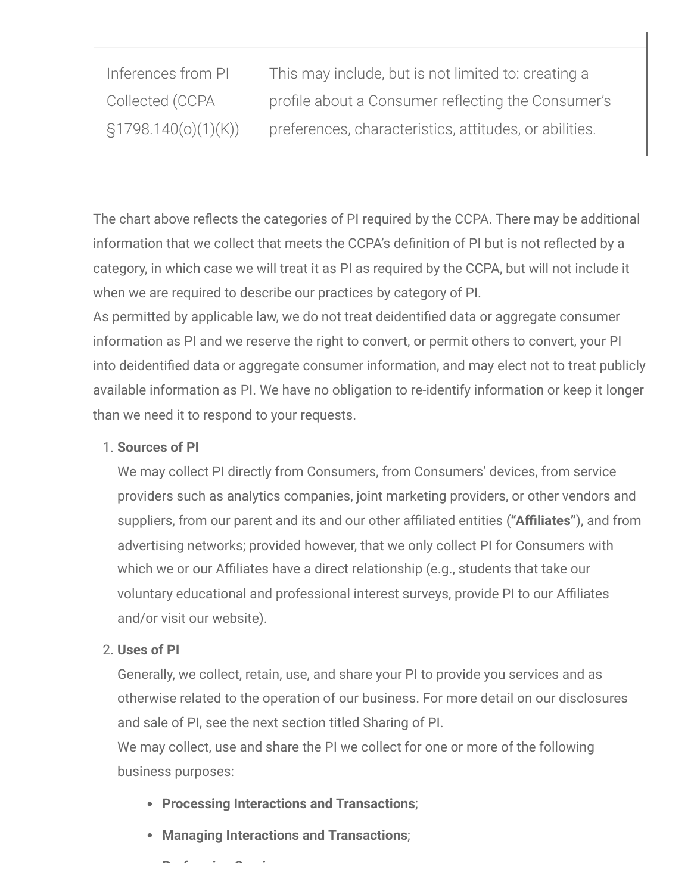| | |
|---|---|
| Inferences from PI Collected (CCPA §1798.140(o)(1)(K)) | This may include, but is not limited to: creating a profile about a Consumer reflecting the Consumer's preferences, characteristics, attitudes, or abilities. |

The chart above reflects the categories of PI required by the CCPA. There may be additional information that we collect that meets the CCPA's definition of PI but is not reflected by a category, in which case we will treat it as PI as required by the CCPA, but will not include it when we are required to describe our practices by category of PI.
As permitted by applicable law, we do not treat deidentified data or aggregate consumer information as PI and we reserve the right to convert, or permit others to convert, your PI into deidentified data or aggregate consumer information, and may elect not to treat publicly available information as PI. We have no obligation to re-identify information or keep it longer than we need it to respond to your requests.

1. **Sources of PI**
   We may collect PI directly from Consumers, from Consumers' devices, from service providers such as analytics companies, joint marketing providers, or other vendors and suppliers, from our parent and its and our other affiliated entities (**"Affiliates"**), and from advertising networks; provided however, that we only collect PI for Consumers with which we or our Affiliates have a direct relationship (e.g., students that take our voluntary educational and professional interest surveys, provide PI to our Affiliates and/or visit our website).

2. **Uses of PI**
   Generally, we collect, retain, use, and share your PI to provide you services and as otherwise related to the operation of our business. For more detail on our disclosures and sale of PI, see the next section titled Sharing of PI.
   We may collect, use and share the PI we collect for one or more of the following business purposes:

   - **Processing Interactions and Transactions**;
   - **Managing Interactions and Transactions**;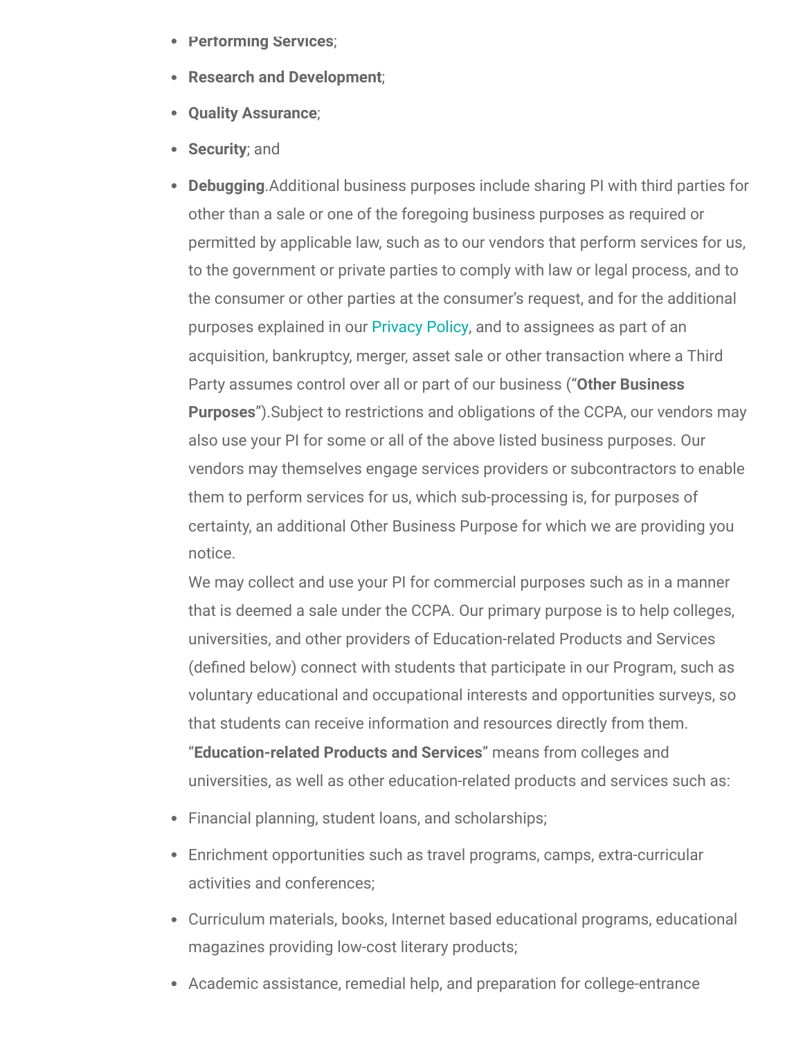- **Performing Services**;
- **Research and Development**;
- **Quality Assurance**;
- **Security**; and
- **Debugging**.Additional business purposes include sharing PI with third parties for other than a sale or one of the foregoing business purposes as required or permitted by applicable law, such as to our vendors that perform services for us, to the government or private parties to comply with law or legal process, and to the consumer or other parties at the consumer's request, and for the additional purposes explained in our Privacy Policy, and to assignees as part of an acquisition, bankruptcy, merger, asset sale or other transaction where a Third Party assumes control over all or part of our business ("**Other Business Purposes**").Subject to restrictions and obligations of the CCPA, our vendors may also use your PI for some or all of the above listed business purposes. Our vendors may themselves engage services providers or subcontractors to enable them to perform services for us, which sub-processing is, for purposes of certainty, an additional Other Business Purpose for which we are providing you notice.

  We may collect and use your PI for commercial purposes such as in a manner that is deemed a sale under the CCPA. Our primary purpose is to help colleges, universities, and other providers of Education-related Products and Services (defined below) connect with students that participate in our Program, such as voluntary educational and occupational interests and opportunities surveys, so that students can receive information and resources directly from them. "**Education-related Products and Services**" means from colleges and universities, as well as other education-related products and services such as:

- Financial planning, student loans, and scholarships;
- Enrichment opportunities such as travel programs, camps, extra-curricular activities and conferences;
- Curriculum materials, books, Internet based educational programs, educational magazines providing low-cost literary products;
- Academic assistance, remedial help, and preparation for college-entrance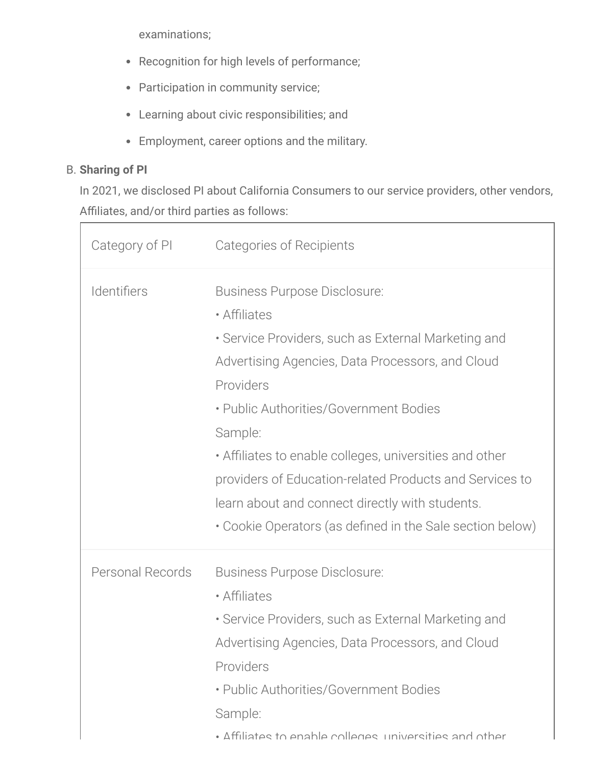examinations;

- Recognition for high levels of performance;
- Participation in community service;
- Learning about civic responsibilities; and
- Employment, career options and the military.

B. **Sharing of PI**

In 2021, we disclosed PI about California Consumers to our service providers, other vendors, Affiliates, and/or third parties as follows:

| Category of PI | Categories of Recipients |
|---|---|
| Identifiers | Business Purpose Disclosure:<br>• Affiliates<br>• Service Providers, such as External Marketing and Advertising Agencies, Data Processors, and Cloud Providers<br>• Public Authorities/Government Bodies<br>Sample:<br>• Affiliates to enable colleges, universities and other providers of Education-related Products and Services to learn about and connect directly with students.<br>• Cookie Operators (as defined in the Sale section below) |
| Personal Records | Business Purpose Disclosure:<br>• Affiliates<br>• Service Providers, such as External Marketing and Advertising Agencies, Data Processors, and Cloud Providers<br>• Public Authorities/Government Bodies<br>Sample:<br>• Affiliates to enable colleges, universities and other |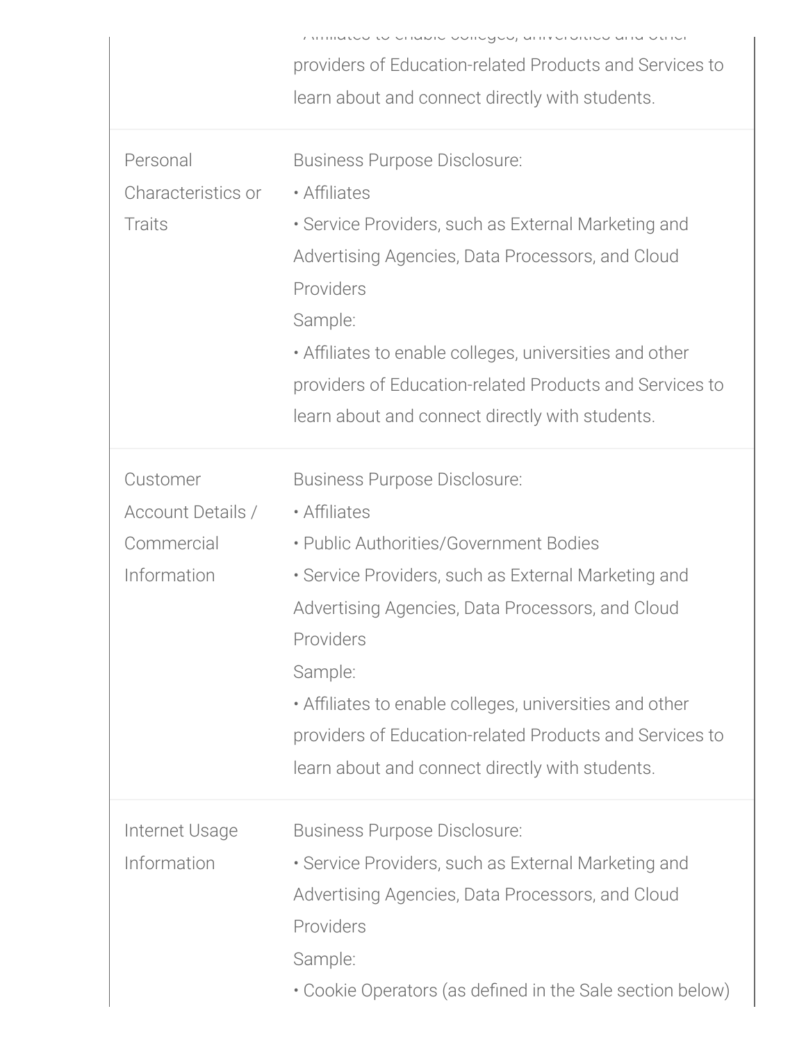| | |
|---|---|
| | • Affiliates to enable colleges, universities and other providers of Education-related Products and Services to learn about and connect directly with students. |
| Personal Characteristics or Traits | Business Purpose Disclosure:<br>• Affiliates<br>• Service Providers, such as External Marketing and Advertising Agencies, Data Processors, and Cloud Providers<br>Sample:<br>• Affiliates to enable colleges, universities and other providers of Education-related Products and Services to learn about and connect directly with students. |
| Customer Account Details / Commercial Information | Business Purpose Disclosure:<br>• Affiliates<br>• Public Authorities/Government Bodies<br>• Service Providers, such as External Marketing and Advertising Agencies, Data Processors, and Cloud Providers<br>Sample:<br>• Affiliates to enable colleges, universities and other providers of Education-related Products and Services to learn about and connect directly with students. |
| Internet Usage Information | Business Purpose Disclosure:<br>• Service Providers, such as External Marketing and Advertising Agencies, Data Processors, and Cloud Providers<br>Sample:<br>• Cookie Operators (as defined in the Sale section below) |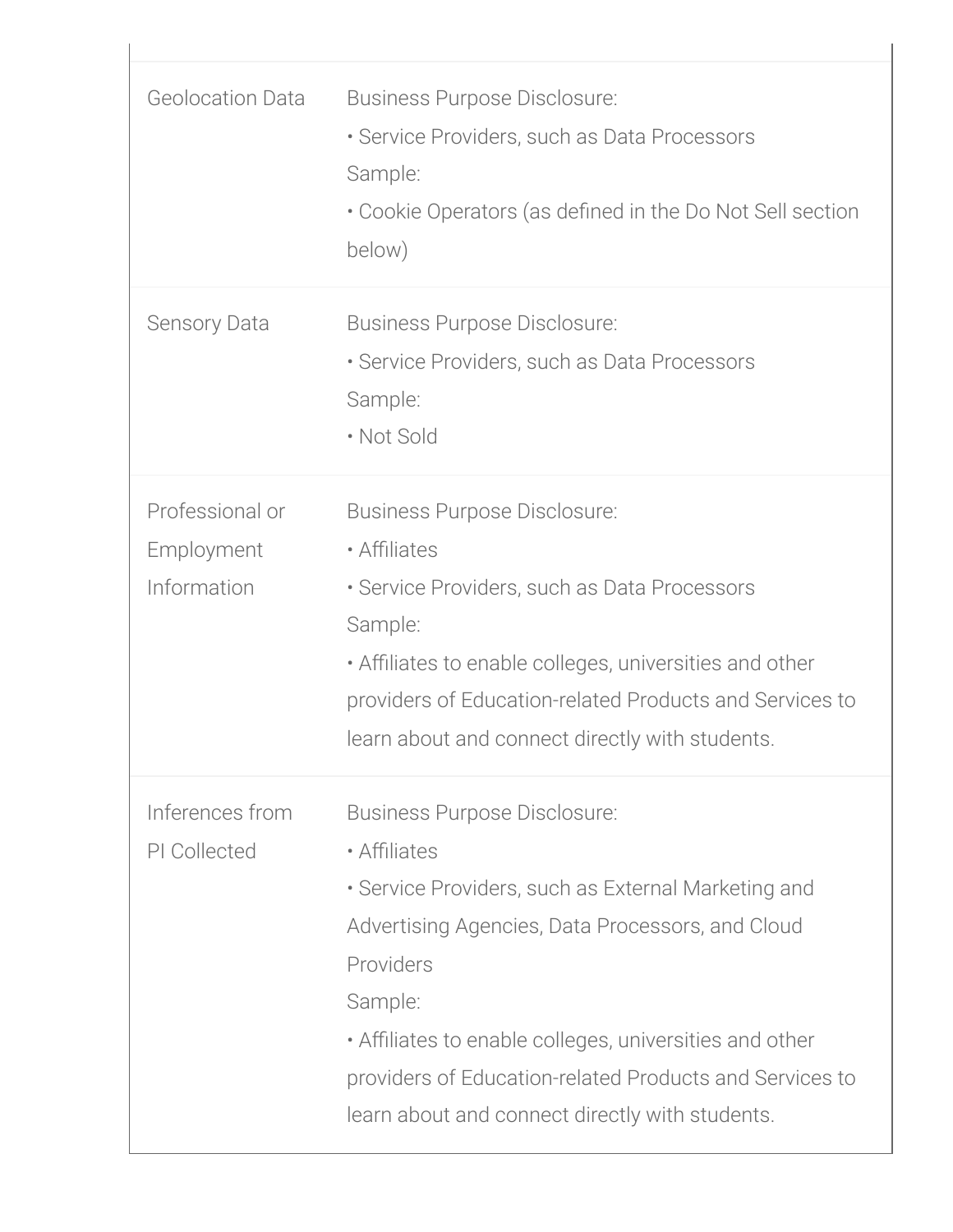| | |
|---|---|
| Geolocation Data | Business Purpose Disclosure:<br>• Service Providers, such as Data Processors<br>Sample:<br>• Cookie Operators (as defined in the Do Not Sell section below) |
| Sensory Data | Business Purpose Disclosure:<br>• Service Providers, such as Data Processors<br>Sample:<br>• Not Sold |
| Professional or Employment Information | Business Purpose Disclosure:<br>• Affiliates<br>• Service Providers, such as Data Processors<br>Sample:<br>• Affiliates to enable colleges, universities and other providers of Education-related Products and Services to learn about and connect directly with students. |
| Inferences from PI Collected | Business Purpose Disclosure:<br>• Affiliates<br>• Service Providers, such as External Marketing and Advertising Agencies, Data Processors, and Cloud Providers<br>Sample:<br>• Affiliates to enable colleges, universities and other providers of Education-related Products and Services to learn about and connect directly with students. |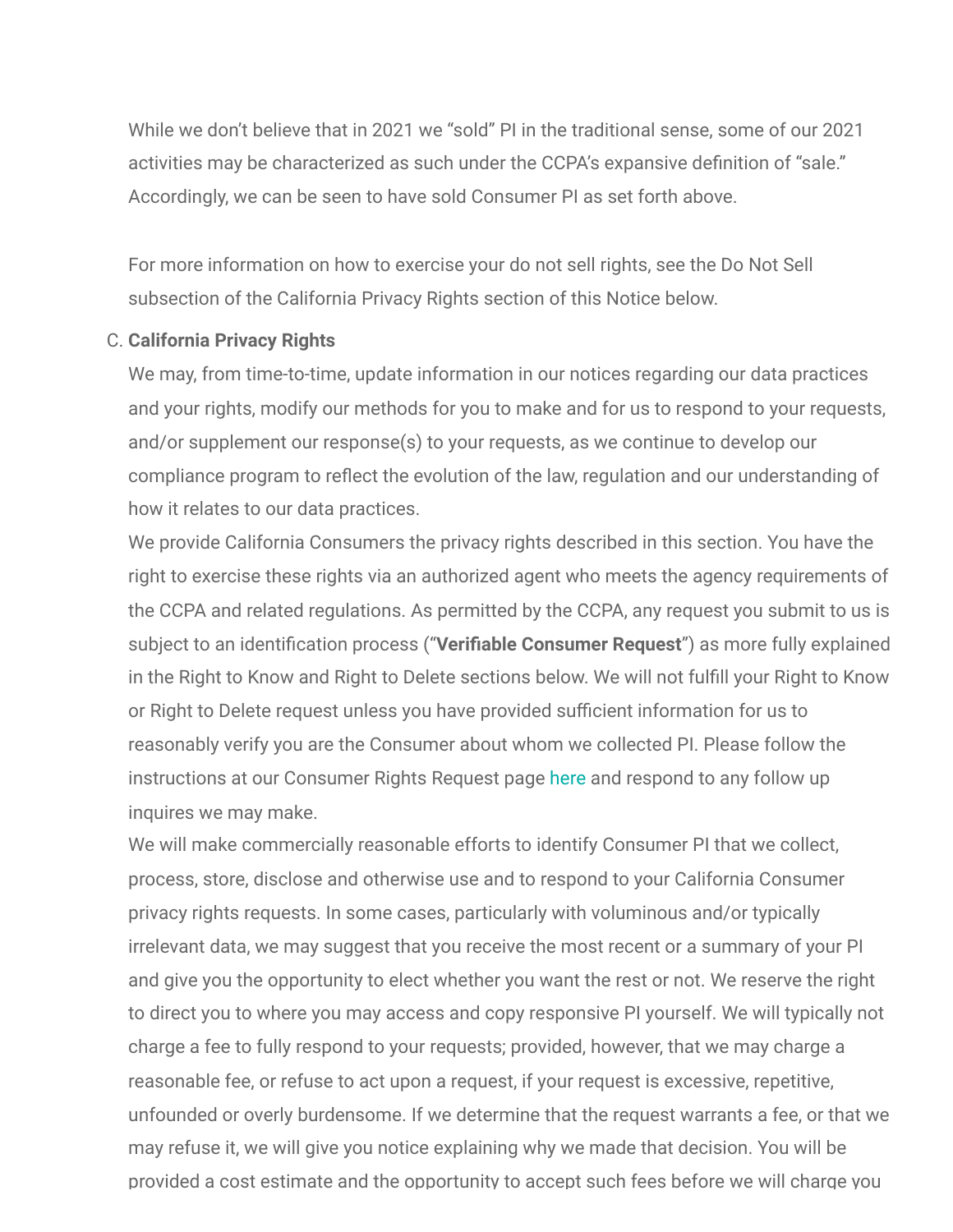While we don't believe that in 2021 we "sold" PI in the traditional sense, some of our 2021 activities may be characterized as such under the CCPA's expansive definition of "sale." Accordingly, we can be seen to have sold Consumer PI as set forth above.

For more information on how to exercise your do not sell rights, see the Do Not Sell subsection of the California Privacy Rights section of this Notice below.

C. **California Privacy Rights**

We may, from time-to-time, update information in our notices regarding our data practices and your rights, modify our methods for you to make and for us to respond to your requests, and/or supplement our response(s) to your requests, as we continue to develop our compliance program to reflect the evolution of the law, regulation and our understanding of how it relates to our data practices.

We provide California Consumers the privacy rights described in this section. You have the right to exercise these rights via an authorized agent who meets the agency requirements of the CCPA and related regulations. As permitted by the CCPA, any request you submit to us is subject to an identification process ("**Verifiable Consumer Request**") as more fully explained in the Right to Know and Right to Delete sections below. We will not fulfill your Right to Know or Right to Delete request unless you have provided sufficient information for us to reasonably verify you are the Consumer about whom we collected PI. Please follow the instructions at our Consumer Rights Request page here and respond to any follow up inquires we may make.

We will make commercially reasonable efforts to identify Consumer PI that we collect, process, store, disclose and otherwise use and to respond to your California Consumer privacy rights requests. In some cases, particularly with voluminous and/or typically irrelevant data, we may suggest that you receive the most recent or a summary of your PI and give you the opportunity to elect whether you want the rest or not. We reserve the right to direct you to where you may access and copy responsive PI yourself. We will typically not charge a fee to fully respond to your requests; provided, however, that we may charge a reasonable fee, or refuse to act upon a request, if your request is excessive, repetitive, unfounded or overly burdensome. If we determine that the request warrants a fee, or that we may refuse it, we will give you notice explaining why we made that decision. You will be provided a cost estimate and the opportunity to accept such fees before we will charge you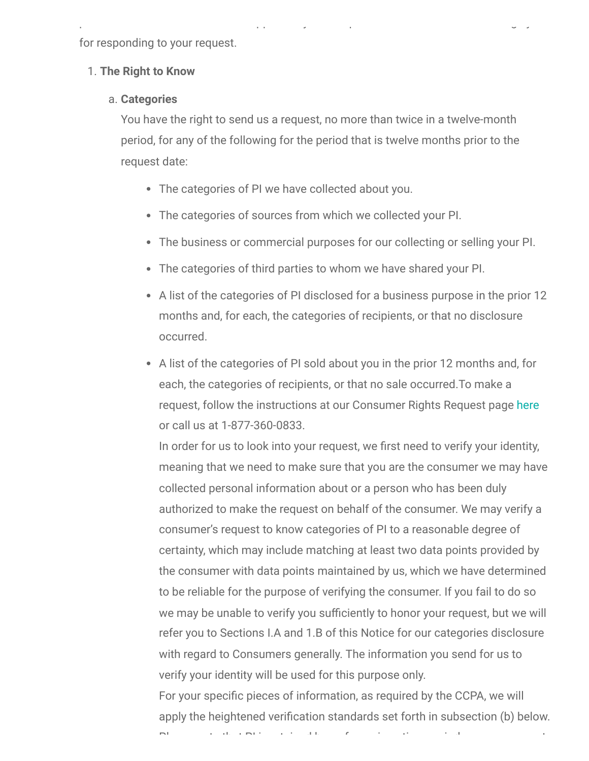for responding to your request.

1. **The Right to Know**

    a. **Categories**

    You have the right to send us a request, no more than twice in a twelve-month period, for any of the following for the period that is twelve months prior to the request date:

    - The categories of PI we have collected about you.
    - The categories of sources from which we collected your PI.
    - The business or commercial purposes for our collecting or selling your PI.
    - The categories of third parties to whom we have shared your PI.
    - A list of the categories of PI disclosed for a business purpose in the prior 12 months and, for each, the categories of recipients, or that no disclosure occurred.
    - A list of the categories of PI sold about you in the prior 12 months and, for each, the categories of recipients, or that no sale occurred.To make a request, follow the instructions at our Consumer Rights Request page here or call us at 1-877-360-0833.

      In order for us to look into your request, we first need to verify your identity, meaning that we need to make sure that you are the consumer we may have collected personal information about or a person who has been duly authorized to make the request on behalf of the consumer. We may verify a consumer's request to know categories of PI to a reasonable degree of certainty, which may include matching at least two data points provided by the consumer with data points maintained by us, which we have determined to be reliable for the purpose of verifying the consumer. If you fail to do so we may be unable to verify you sufficiently to honor your request, but we will refer you to Sections I.A and 1.B of this Notice for our categories disclosure with regard to Consumers generally. The information you send for us to verify your identity will be used for this purpose only.

      For your specific pieces of information, as required by the CCPA, we will apply the heightened verification standards set forth in subsection (b) below.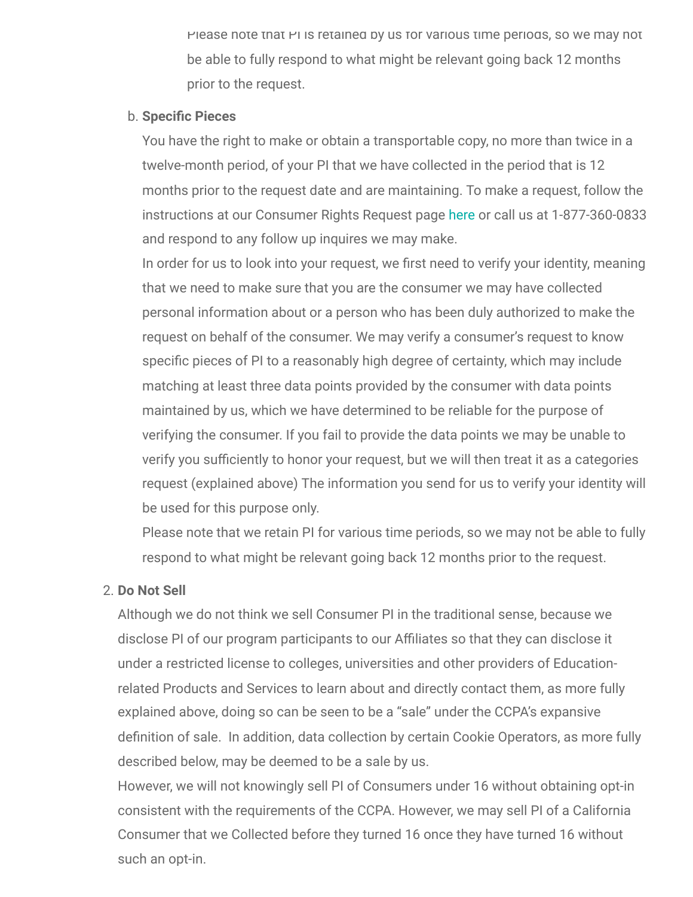Please note that PI is retained by us for various time periods, so we may not be able to fully respond to what might be relevant going back 12 months prior to the request.

b. **Specific Pieces**

   You have the right to make or obtain a transportable copy, no more than twice in a twelve-month period, of your PI that we have collected in the period that is 12 months prior to the request date and are maintaining. To make a request, follow the instructions at our Consumer Rights Request page here or call us at 1-877-360-0833 and respond to any follow up inquires we may make.

   In order for us to look into your request, we first need to verify your identity, meaning that we need to make sure that you are the consumer we may have collected personal information about or a person who has been duly authorized to make the request on behalf of the consumer. We may verify a consumer's request to know specific pieces of PI to a reasonably high degree of certainty, which may include matching at least three data points provided by the consumer with data points maintained by us, which we have determined to be reliable for the purpose of verifying the consumer. If you fail to provide the data points we may be unable to verify you sufficiently to honor your request, but we will then treat it as a categories request (explained above) The information you send for us to verify your identity will be used for this purpose only.

   Please note that we retain PI for various time periods, so we may not be able to fully respond to what might be relevant going back 12 months prior to the request.

2. **Do Not Sell**

   Although we do not think we sell Consumer PI in the traditional sense, because we disclose PI of our program participants to our Affiliates so that they can disclose it under a restricted license to colleges, universities and other providers of Education-related Products and Services to learn about and directly contact them, as more fully explained above, doing so can be seen to be a "sale" under the CCPA's expansive definition of sale.  In addition, data collection by certain Cookie Operators, as more fully described below, may be deemed to be a sale by us.

   However, we will not knowingly sell PI of Consumers under 16 without obtaining opt-in consistent with the requirements of the CCPA. However, we may sell PI of a California Consumer that we Collected before they turned 16 once they have turned 16 without such an opt-in.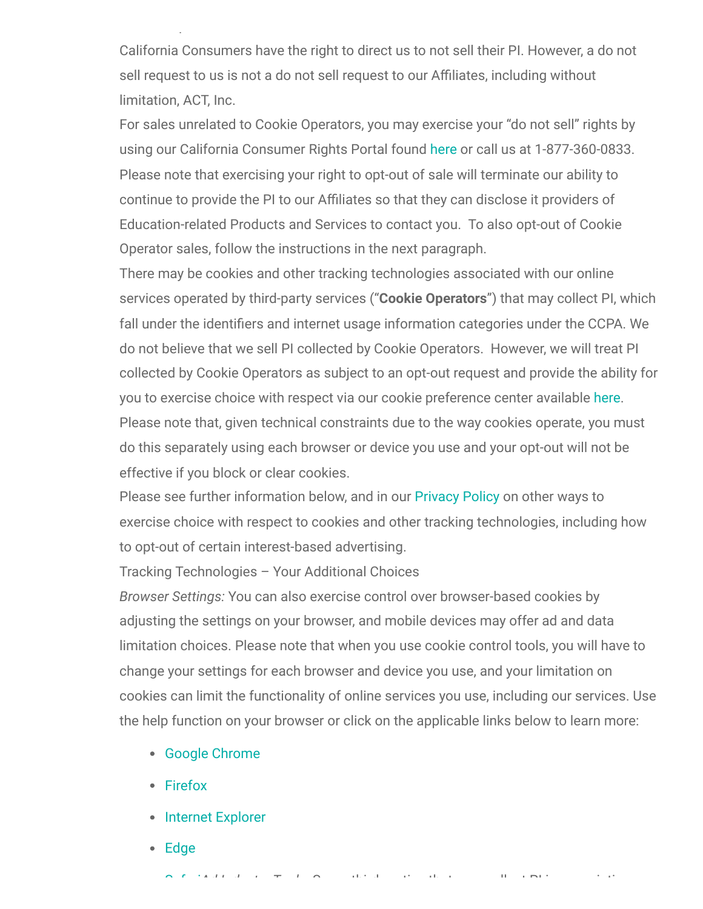California Consumers have the right to direct us to not sell their PI. However, a do not sell request to us is not a do not sell request to our Affiliates, including without limitation, ACT, Inc.

For sales unrelated to Cookie Operators, you may exercise your "do not sell" rights by using our California Consumer Rights Portal found here or call us at 1-877-360-0833. Please note that exercising your right to opt-out of sale will terminate our ability to continue to provide the PI to our Affiliates so that they can disclose it providers of Education-related Products and Services to contact you. To also opt-out of Cookie Operator sales, follow the instructions in the next paragraph.

There may be cookies and other tracking technologies associated with our online services operated by third-party services ("**Cookie Operators**") that may collect PI, which fall under the identifiers and internet usage information categories under the CCPA. We do not believe that we sell PI collected by Cookie Operators. However, we will treat PI collected by Cookie Operators as subject to an opt-out request and provide the ability for you to exercise choice with respect via our cookie preference center available here. Please note that, given technical constraints due to the way cookies operate, you must do this separately using each browser or device you use and your opt-out will not be effective if you block or clear cookies.

Please see further information below, and in our Privacy Policy on other ways to exercise choice with respect to cookies and other tracking technologies, including how to opt-out of certain interest-based advertising.

Tracking Technologies – Your Additional Choices

*Browser Settings:* You can also exercise control over browser-based cookies by adjusting the settings on your browser, and mobile devices may offer ad and data limitation choices. Please note that when you use cookie control tools, you will have to change your settings for each browser and device you use, and your limitation on cookies can limit the functionality of online services you use, including our services. Use the help function on your browser or click on the applicable links below to learn more:

- Google Chrome
- Firefox
- Internet Explorer
- Edge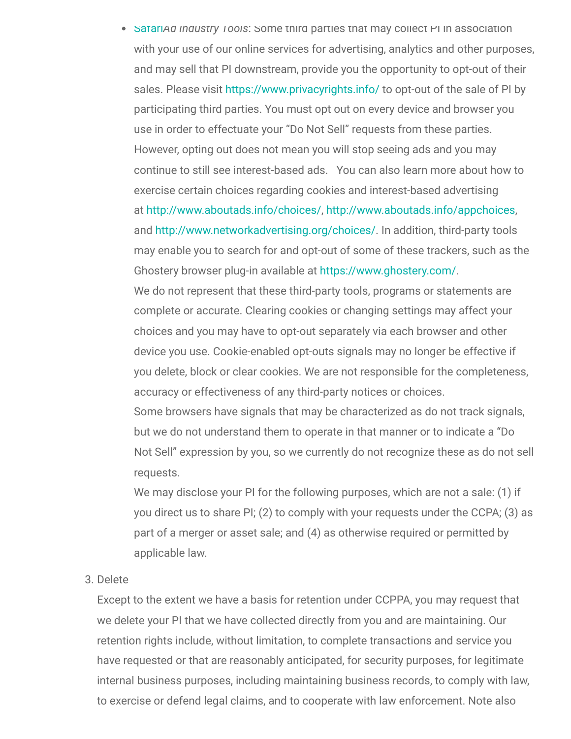- Safari*Ad Industry Tools*: Some third parties that may collect PI in association with your use of our online services for advertising, analytics and other purposes, and may sell that PI downstream, provide you the opportunity to opt-out of their sales. Please visit https://www.privacyrights.info/ to opt-out of the sale of PI by participating third parties. You must opt out on every device and browser you use in order to effectuate your "Do Not Sell" requests from these parties. However, opting out does not mean you will stop seeing ads and you may continue to still see interest-based ads. You can also learn more about how to exercise certain choices regarding cookies and interest-based advertising at http://www.aboutads.info/choices/, http://www.aboutads.info/appchoices, and http://www.networkadvertising.org/choices/. In addition, third-party tools may enable you to search for and opt-out of some of these trackers, such as the Ghostery browser plug-in available at https://www.ghostery.com/.

  We do not represent that these third-party tools, programs or statements are complete or accurate. Clearing cookies or changing settings may affect your choices and you may have to opt-out separately via each browser and other device you use. Cookie-enabled opt-outs signals may no longer be effective if you delete, block or clear cookies. We are not responsible for the completeness, accuracy or effectiveness of any third-party notices or choices.

  Some browsers have signals that may be characterized as do not track signals, but we do not understand them to operate in that manner or to indicate a "Do Not Sell" expression by you, so we currently do not recognize these as do not sell requests.

  We may disclose your PI for the following purposes, which are not a sale: (1) if you direct us to share PI; (2) to comply with your requests under the CCPA; (3) as part of a merger or asset sale; and (4) as otherwise required or permitted by applicable law.

3. Delete

   Except to the extent we have a basis for retention under CCPPA, you may request that we delete your PI that we have collected directly from you and are maintaining. Our retention rights include, without limitation, to complete transactions and service you have requested or that are reasonably anticipated, for security purposes, for legitimate internal business purposes, including maintaining business records, to comply with law, to exercise or defend legal claims, and to cooperate with law enforcement. Note also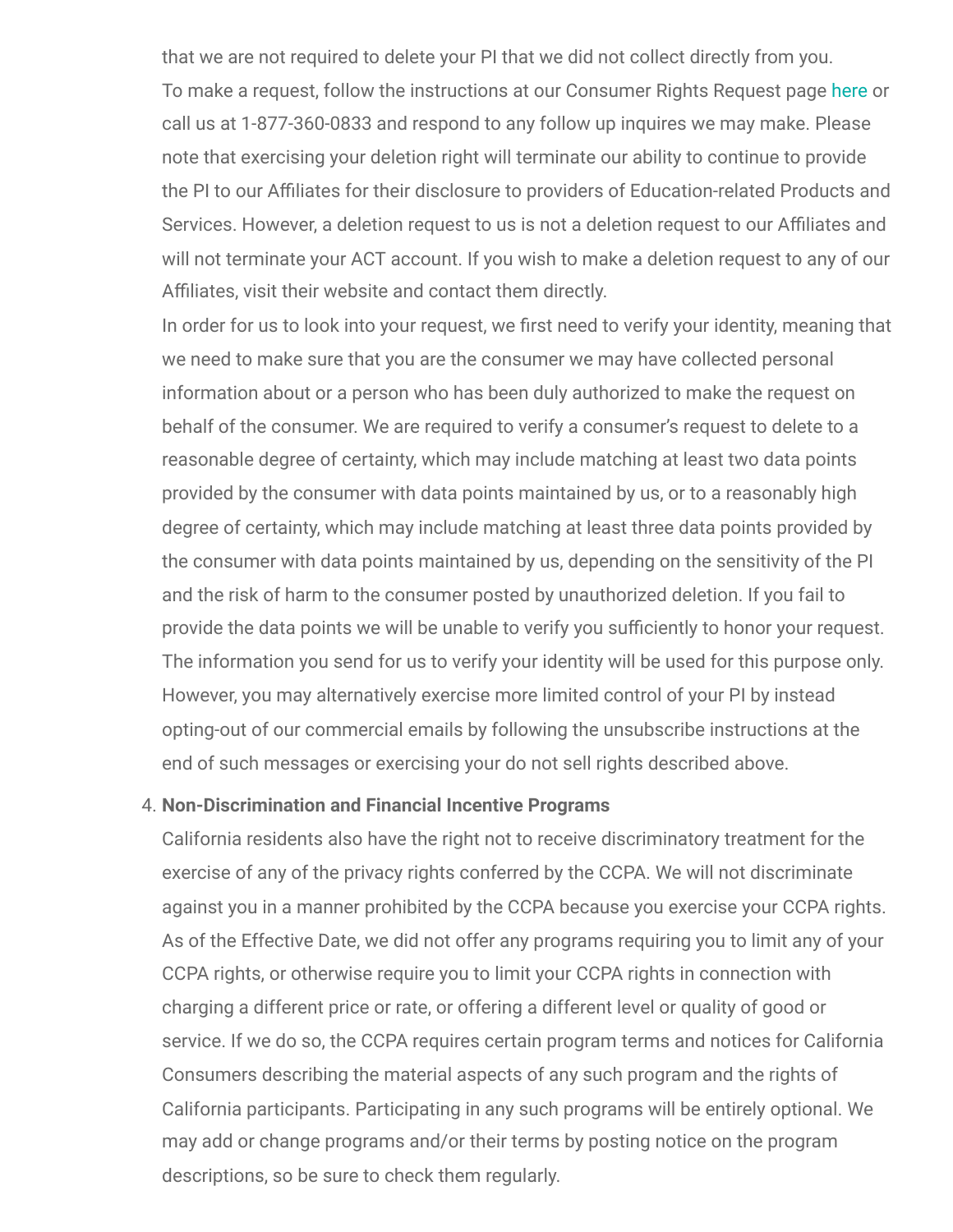that we are not required to delete your PI that we did not collect directly from you.

To make a request, follow the instructions at our Consumer Rights Request page here or call us at 1-877-360-0833 and respond to any follow up inquires we may make. Please note that exercising your deletion right will terminate our ability to continue to provide the PI to our Affiliates for their disclosure to providers of Education-related Products and Services. However, a deletion request to us is not a deletion request to our Affiliates and will not terminate your ACT account. If you wish to make a deletion request to any of our Affiliates, visit their website and contact them directly.

In order for us to look into your request, we first need to verify your identity, meaning that we need to make sure that you are the consumer we may have collected personal information about or a person who has been duly authorized to make the request on behalf of the consumer. We are required to verify a consumer's request to delete to a reasonable degree of certainty, which may include matching at least two data points provided by the consumer with data points maintained by us, or to a reasonably high degree of certainty, which may include matching at least three data points provided by the consumer with data points maintained by us, depending on the sensitivity of the PI and the risk of harm to the consumer posted by unauthorized deletion. If you fail to provide the data points we will be unable to verify you sufficiently to honor your request. The information you send for us to verify your identity will be used for this purpose only. However, you may alternatively exercise more limited control of your PI by instead opting-out of our commercial emails by following the unsubscribe instructions at the end of such messages or exercising your do not sell rights described above.

4. **Non-Discrimination and Financial Incentive Programs**

   California residents also have the right not to receive discriminatory treatment for the exercise of any of the privacy rights conferred by the CCPA. We will not discriminate against you in a manner prohibited by the CCPA because you exercise your CCPA rights. As of the Effective Date, we did not offer any programs requiring you to limit any of your CCPA rights, or otherwise require you to limit your CCPA rights in connection with charging a different price or rate, or offering a different level or quality of good or service. If we do so, the CCPA requires certain program terms and notices for California Consumers describing the material aspects of any such program and the rights of California participants. Participating in any such programs will be entirely optional. We may add or change programs and/or their terms by posting notice on the program descriptions, so be sure to check them regularly.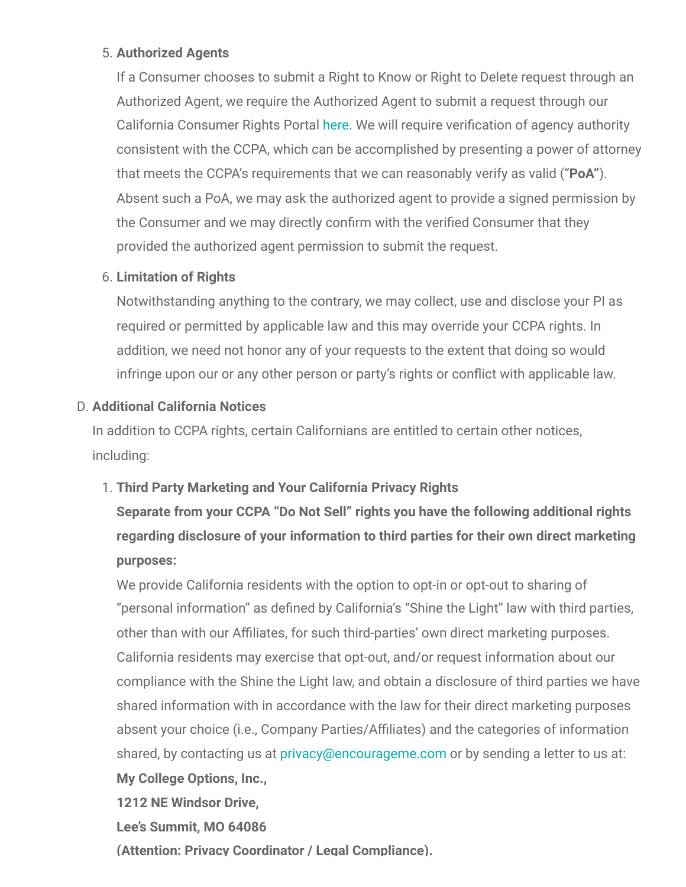5. **Authorized Agents**

   If a Consumer chooses to submit a Right to Know or Right to Delete request through an Authorized Agent, we require the Authorized Agent to submit a request through our California Consumer Rights Portal here. We will require verification of agency authority consistent with the CCPA, which can be accomplished by presenting a power of attorney that meets the CCPA's requirements that we can reasonably verify as valid ("**PoA**"). Absent such a PoA, we may ask the authorized agent to provide a signed permission by the Consumer and we may directly confirm with the verified Consumer that they provided the authorized agent permission to submit the request.

6. **Limitation of Rights**

   Notwithstanding anything to the contrary, we may collect, use and disclose your PI as required or permitted by applicable law and this may override your CCPA rights. In addition, we need not honor any of your requests to the extent that doing so would infringe upon our or any other person or party's rights or conflict with applicable law.

D. **Additional California Notices**

In addition to CCPA rights, certain Californians are entitled to certain other notices, including:

1. **Third Party Marketing and Your California Privacy Rights**

   **Separate from your CCPA "Do Not Sell" rights you have the following additional rights regarding disclosure of your information to third parties for their own direct marketing purposes:**

   We provide California residents with the option to opt-in or opt-out to sharing of "personal information" as defined by California's "Shine the Light" law with third parties, other than with our Affiliates, for such third-parties' own direct marketing purposes. California residents may exercise that opt-out, and/or request information about our compliance with the Shine the Light law, and obtain a disclosure of third parties we have shared information with in accordance with the law for their direct marketing purposes absent your choice (i.e., Company Parties/Affiliates) and the categories of information shared, by contacting us at privacy@encourageme.com or by sending a letter to us at:

   **My College Options, Inc.,**

   **1212 NE Windsor Drive,**

   **Lee's Summit, MO 64086**

   **(Attention: Privacy Coordinator / Legal Compliance).**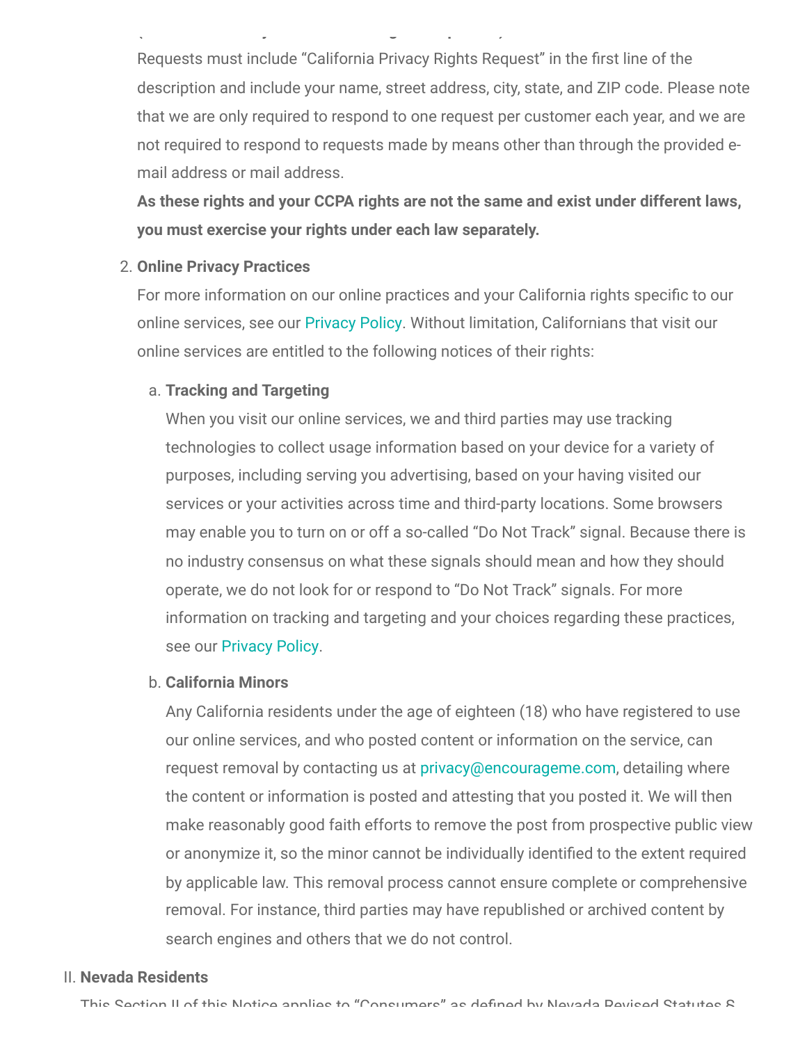Requests must include "California Privacy Rights Request" in the first line of the description and include your name, street address, city, state, and ZIP code. Please note that we are only required to respond to one request per customer each year, and we are not required to respond to requests made by means other than through the provided e-mail address or mail address.

**As these rights and your CCPA rights are not the same and exist under different laws, you must exercise your rights under each law separately.**

2. **Online Privacy Practices**

   For more information on our online practices and your California rights specific to our online services, see our Privacy Policy. Without limitation, Californians that visit our online services are entitled to the following notices of their rights:

   a. **Tracking and Targeting**

      When you visit our online services, we and third parties may use tracking technologies to collect usage information based on your device for a variety of purposes, including serving you advertising, based on your having visited our services or your activities across time and third-party locations. Some browsers may enable you to turn on or off a so-called "Do Not Track" signal. Because there is no industry consensus on what these signals should mean and how they should operate, we do not look for or respond to "Do Not Track" signals. For more information on tracking and targeting and your choices regarding these practices, see our Privacy Policy.

   b. **California Minors**

      Any California residents under the age of eighteen (18) who have registered to use our online services, and who posted content or information on the service, can request removal by contacting us at privacy@encourageme.com, detailing where the content or information is posted and attesting that you posted it. We will then make reasonably good faith efforts to remove the post from prospective public view or anonymize it, so the minor cannot be individually identified to the extent required by applicable law. This removal process cannot ensure complete or comprehensive removal. For instance, third parties may have republished or archived content by search engines and others that we do not control.

II. **Nevada Residents**

This Section II of this Notice applies to "Consumers" as defined by Nevada Revised Statutes §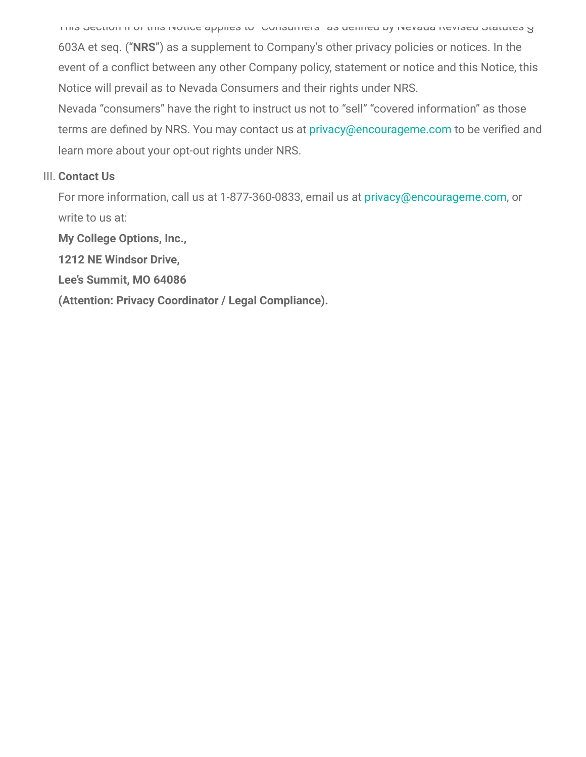This Section II of this Notice applies to "Consumers" as defined by Nevada Revised Statutes § 603A et seq. ("**NRS**") as a supplement to Company's other privacy policies or notices. In the event of a conflict between any other Company policy, statement or notice and this Notice, this Notice will prevail as to Nevada Consumers and their rights under NRS.

Nevada "consumers" have the right to instruct us not to "sell" "covered information" as those terms are defined by NRS. You may contact us at privacy@encourageme.com to be verified and learn more about your opt-out rights under NRS.

III. **Contact Us**

For more information, call us at 1-877-360-0833, email us at privacy@encourageme.com, or write to us at:

**My College Options, Inc.,**

**1212 NE Windsor Drive,**

**Lee's Summit, MO 64086**

**(Attention: Privacy Coordinator / Legal Compliance).**